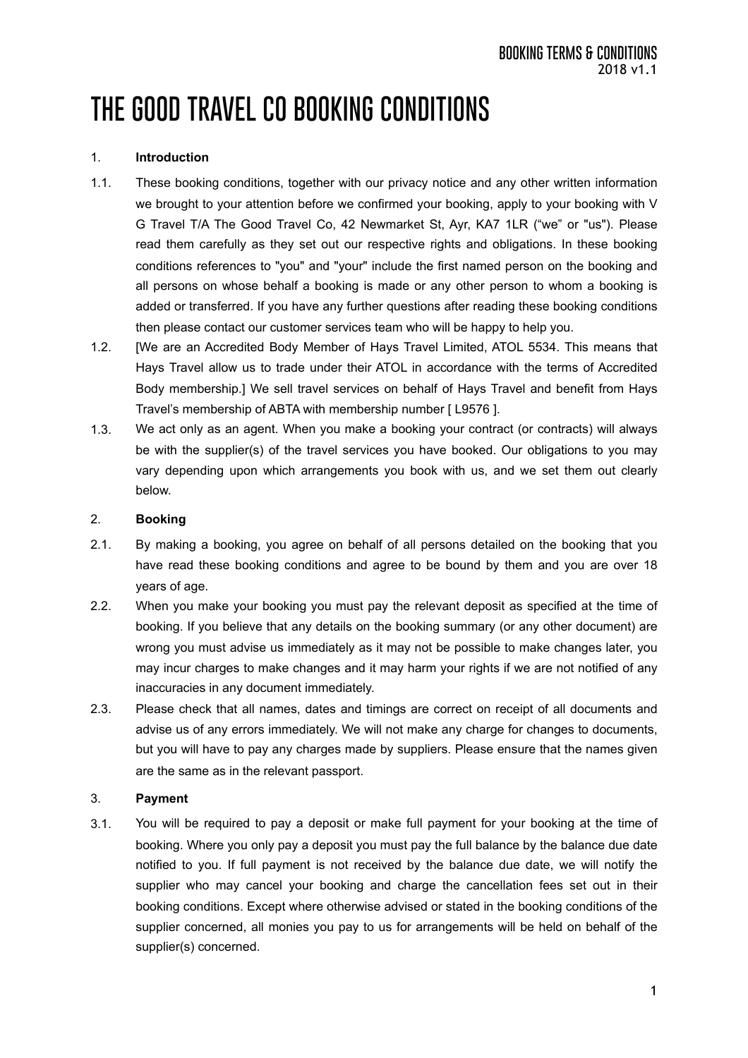# THE GOOD TRAVEL CO BOOKING CONDITIONS

1. **Introduction**

1.1. These booking conditions, together with our privacy notice and any other written information we brought to your attention before we confirmed your booking, apply to your booking with V G Travel T/A The Good Travel Co, 42 Newmarket St, Ayr, KA7 1LR ("we" or "us"). Please read them carefully as they set out our respective rights and obligations. In these booking conditions references to "you" and "your" include the first named person on the booking and all persons on whose behalf a booking is made or any other person to whom a booking is added or transferred. If you have any further questions after reading these booking conditions then please contact our customer services team who will be happy to help you.

1.2. [We are an Accredited Body Member of Hays Travel Limited, ATOL 5534. This means that Hays Travel allow us to trade under their ATOL in accordance with the terms of Accredited Body membership.] We sell travel services on behalf of Hays Travel and benefit from Hays Travel's membership of ABTA with membership number [ L9576 ].

1.3. We act only as an agent. When you make a booking your contract (or contracts) will always be with the supplier(s) of the travel services you have booked. Our obligations to you may vary depending upon which arrangements you book with us, and we set them out clearly below.

2. **Booking**

2.1. By making a booking, you agree on behalf of all persons detailed on the booking that you have read these booking conditions and agree to be bound by them and you are over 18 years of age.

2.2. When you make your booking you must pay the relevant deposit as specified at the time of booking. If you believe that any details on the booking summary (or any other document) are wrong you must advise us immediately as it may not be possible to make changes later, you may incur charges to make changes and it may harm your rights if we are not notified of any inaccuracies in any document immediately.

2.3. Please check that all names, dates and timings are correct on receipt of all documents and advise us of any errors immediately. We will not make any charge for changes to documents, but you will have to pay any charges made by suppliers. Please ensure that the names given are the same as in the relevant passport.

3. **Payment**

3.1. You will be required to pay a deposit or make full payment for your booking at the time of booking. Where you only pay a deposit you must pay the full balance by the balance due date notified to you. If full payment is not received by the balance due date, we will notify the supplier who may cancel your booking and charge the cancellation fees set out in their booking conditions. Except where otherwise advised or stated in the booking conditions of the supplier concerned, all monies you pay to us for arrangements will be held on behalf of the supplier(s) concerned.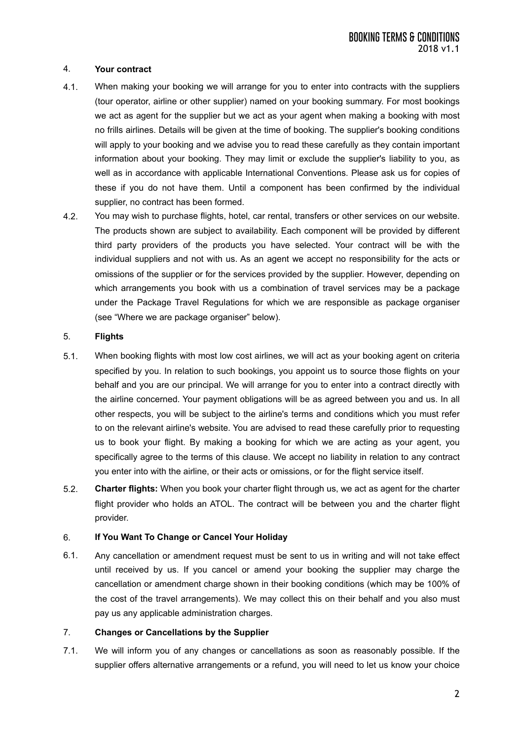## 4. Your contract

4.1. When making your booking we will arrange for you to enter into contracts with the suppliers (tour operator, airline or other supplier) named on your booking summary. For most bookings we act as agent for the supplier but we act as your agent when making a booking with most no frills airlines. Details will be given at the time of booking. The supplier's booking conditions will apply to your booking and we advise you to read these carefully as they contain important information about your booking. They may limit or exclude the supplier's liability to you, as well as in accordance with applicable International Conventions. Please ask us for copies of these if you do not have them. Until a component has been confirmed by the individual supplier, no contract has been formed.

4.2. You may wish to purchase flights, hotel, car rental, transfers or other services on our website. The products shown are subject to availability. Each component will be provided by different third party providers of the products you have selected. Your contract will be with the individual suppliers and not with us. As an agent we accept no responsibility for the acts or omissions of the supplier or for the services provided by the supplier. However, depending on which arrangements you book with us a combination of travel services may be a package under the Package Travel Regulations for which we are responsible as package organiser (see "Where we are package organiser" below).

## 5. Flights

5.1. When booking flights with most low cost airlines, we will act as your booking agent on criteria specified by you. In relation to such bookings, you appoint us to source those flights on your behalf and you are our principal. We will arrange for you to enter into a contract directly with the airline concerned. Your payment obligations will be as agreed between you and us. In all other respects, you will be subject to the airline's terms and conditions which you must refer to on the relevant airline's website. You are advised to read these carefully prior to requesting us to book your flight. By making a booking for which we are acting as your agent, you specifically agree to the terms of this clause. We accept no liability in relation to any contract you enter into with the airline, or their acts or omissions, or for the flight service itself.

5.2. **Charter flights:** When you book your charter flight through us, we act as agent for the charter flight provider who holds an ATOL. The contract will be between you and the charter flight provider.

## 6. If You Want To Change or Cancel Your Holiday

6.1. Any cancellation or amendment request must be sent to us in writing and will not take effect until received by us. If you cancel or amend your booking the supplier may charge the cancellation or amendment charge shown in their booking conditions (which may be 100% of the cost of the travel arrangements). We may collect this on their behalf and you also must pay us any applicable administration charges.

## 7. Changes or Cancellations by the Supplier

7.1. We will inform you of any changes or cancellations as soon as reasonably possible. If the supplier offers alternative arrangements or a refund, you will need to let us know your choice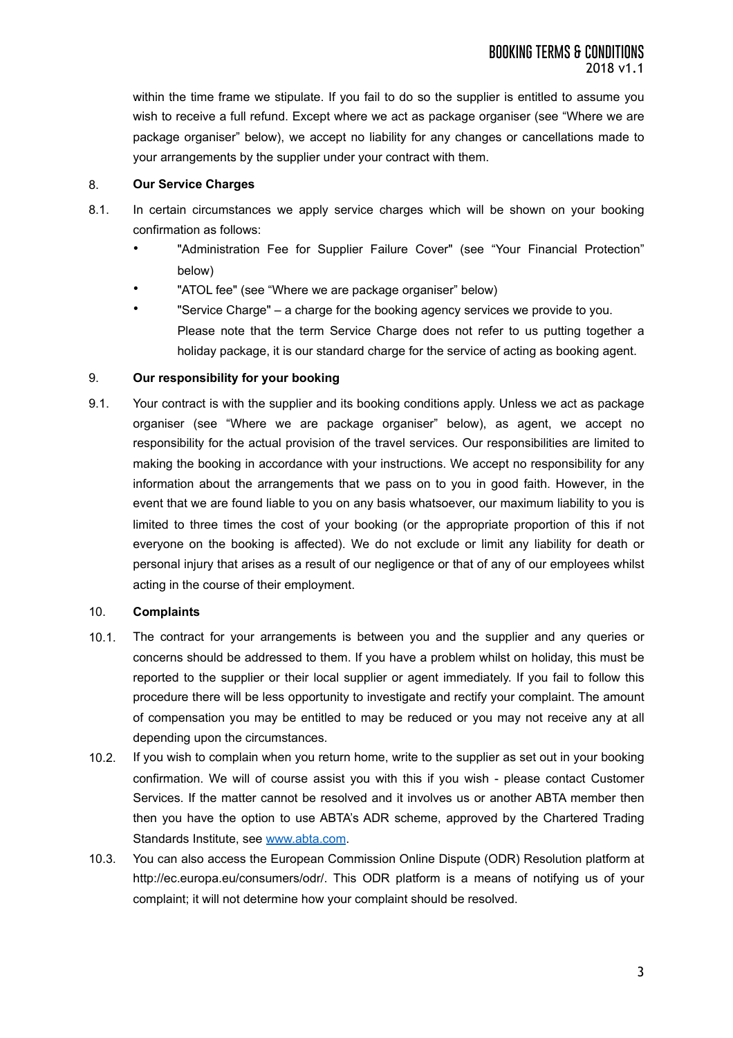within the time frame we stipulate. If you fail to do so the supplier is entitled to assume you wish to receive a full refund. Except where we act as package organiser (see "Where we are package organiser" below), we accept no liability for any changes or cancellations made to your arrangements by the supplier under your contract with them.

## 8. Our Service Charges

8.1. In certain circumstances we apply service charges which will be shown on your booking confirmation as follows:

- "Administration Fee for Supplier Failure Cover" (see "Your Financial Protection" below)
- "ATOL fee" (see "Where we are package organiser" below)
- "Service Charge" – a charge for the booking agency services we provide to you. Please note that the term Service Charge does not refer to us putting together a holiday package, it is our standard charge for the service of acting as booking agent.

## 9. Our responsibility for your booking

9.1. Your contract is with the supplier and its booking conditions apply. Unless we act as package organiser (see "Where we are package organiser" below), as agent, we accept no responsibility for the actual provision of the travel services. Our responsibilities are limited to making the booking in accordance with your instructions. We accept no responsibility for any information about the arrangements that we pass on to you in good faith. However, in the event that we are found liable to you on any basis whatsoever, our maximum liability to you is limited to three times the cost of your booking (or the appropriate proportion of this if not everyone on the booking is affected). We do not exclude or limit any liability for death or personal injury that arises as a result of our negligence or that of any of our employees whilst acting in the course of their employment.

## 10. Complaints

10.1. The contract for your arrangements is between you and the supplier and any queries or concerns should be addressed to them. If you have a problem whilst on holiday, this must be reported to the supplier or their local supplier or agent immediately. If you fail to follow this procedure there will be less opportunity to investigate and rectify your complaint. The amount of compensation you may be entitled to may be reduced or you may not receive any at all depending upon the circumstances.

10.2. If you wish to complain when you return home, write to the supplier as set out in your booking confirmation. We will of course assist you with this if you wish - please contact Customer Services. If the matter cannot be resolved and it involves us or another ABTA member then then you have the option to use ABTA's ADR scheme, approved by the Chartered Trading Standards Institute, see [www.abta.com](http://www.abta.com).

10.3. You can also access the European Commission Online Dispute (ODR) Resolution platform at http://ec.europa.eu/consumers/odr/. This ODR platform is a means of notifying us of your complaint; it will not determine how your complaint should be resolved.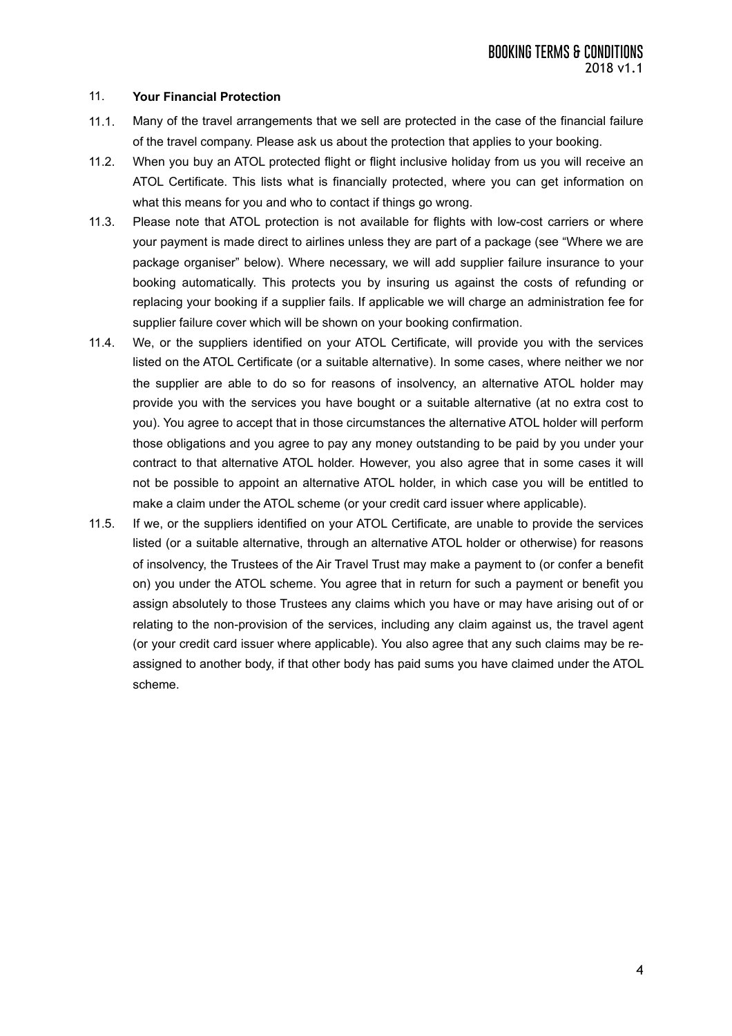## 11. Your Financial Protection

11.1. Many of the travel arrangements that we sell are protected in the case of the financial failure of the travel company. Please ask us about the protection that applies to your booking.

11.2. When you buy an ATOL protected flight or flight inclusive holiday from us you will receive an ATOL Certificate. This lists what is financially protected, where you can get information on what this means for you and who to contact if things go wrong.

11.3. Please note that ATOL protection is not available for flights with low-cost carriers or where your payment is made direct to airlines unless they are part of a package (see "Where we are package organiser" below). Where necessary, we will add supplier failure insurance to your booking automatically. This protects you by insuring us against the costs of refunding or replacing your booking if a supplier fails. If applicable we will charge an administration fee for supplier failure cover which will be shown on your booking confirmation.

11.4. We, or the suppliers identified on your ATOL Certificate, will provide you with the services listed on the ATOL Certificate (or a suitable alternative). In some cases, where neither we nor the supplier are able to do so for reasons of insolvency, an alternative ATOL holder may provide you with the services you have bought or a suitable alternative (at no extra cost to you). You agree to accept that in those circumstances the alternative ATOL holder will perform those obligations and you agree to pay any money outstanding to be paid by you under your contract to that alternative ATOL holder. However, you also agree that in some cases it will not be possible to appoint an alternative ATOL holder, in which case you will be entitled to make a claim under the ATOL scheme (or your credit card issuer where applicable).

11.5. If we, or the suppliers identified on your ATOL Certificate, are unable to provide the services listed (or a suitable alternative, through an alternative ATOL holder or otherwise) for reasons of insolvency, the Trustees of the Air Travel Trust may make a payment to (or confer a benefit on) you under the ATOL scheme. You agree that in return for such a payment or benefit you assign absolutely to those Trustees any claims which you have or may have arising out of or relating to the non-provision of the services, including any claim against us, the travel agent (or your credit card issuer where applicable). You also agree that any such claims may be re-assigned to another body, if that other body has paid sums you have claimed under the ATOL scheme.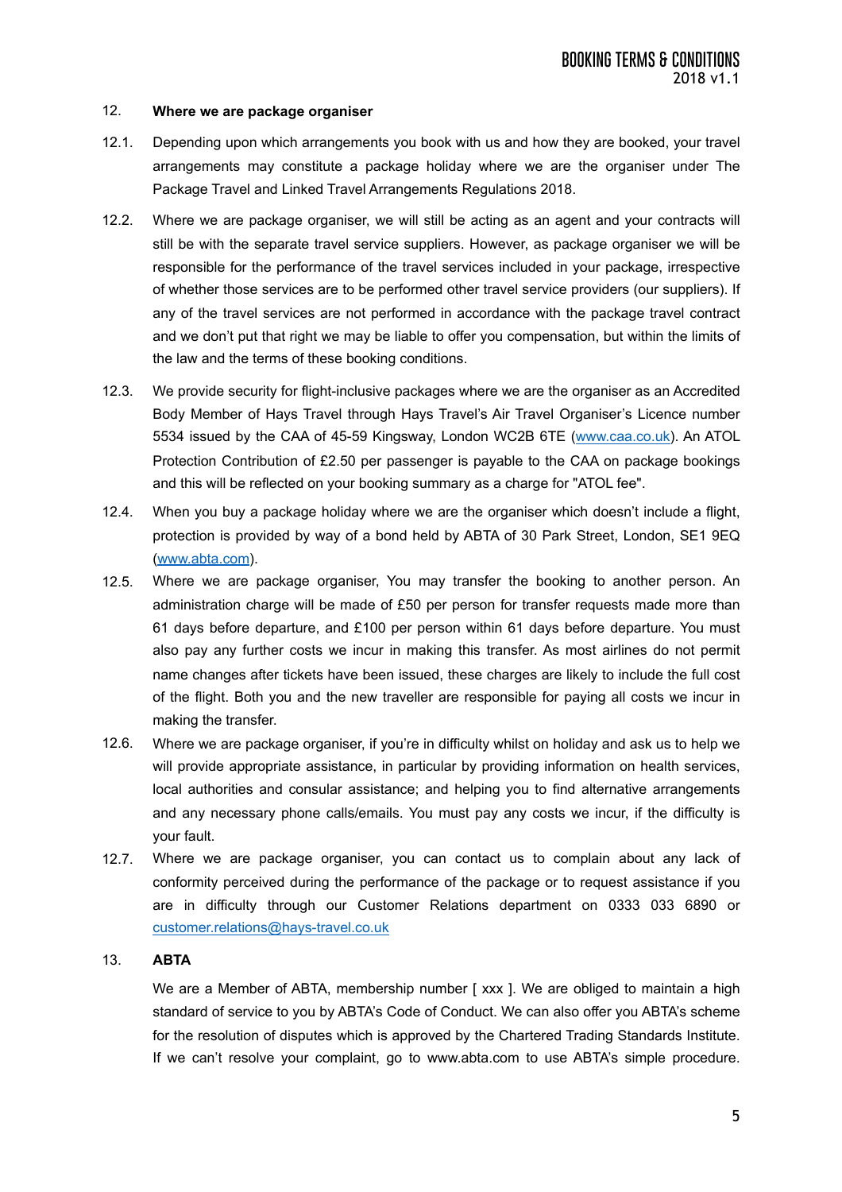## 12. Where we are package organiser

12.1. Depending upon which arrangements you book with us and how they are booked, your travel arrangements may constitute a package holiday where we are the organiser under The Package Travel and Linked Travel Arrangements Regulations 2018.

12.2. Where we are package organiser, we will still be acting as an agent and your contracts will still be with the separate travel service suppliers. However, as package organiser we will be responsible for the performance of the travel services included in your package, irrespective of whether those services are to be performed other travel service providers (our suppliers). If any of the travel services are not performed in accordance with the package travel contract and we don't put that right we may be liable to offer you compensation, but within the limits of the law and the terms of these booking conditions.

12.3. We provide security for flight-inclusive packages where we are the organiser as an Accredited Body Member of Hays Travel through Hays Travel's Air Travel Organiser's Licence number 5534 issued by the CAA of 45-59 Kingsway, London WC2B 6TE ([www.caa.co.uk](http://www.caa.co.uk)). An ATOL Protection Contribution of £2.50 per passenger is payable to the CAA on package bookings and this will be reflected on your booking summary as a charge for "ATOL fee".

12.4. When you buy a package holiday where we are the organiser which doesn't include a flight, protection is provided by way of a bond held by ABTA of 30 Park Street, London, SE1 9EQ ([www.abta.com](http://www.abta.com)).

12.5. Where we are package organiser, You may transfer the booking to another person. An administration charge will be made of £50 per person for transfer requests made more than 61 days before departure, and £100 per person within 61 days before departure. You must also pay any further costs we incur in making this transfer. As most airlines do not permit name changes after tickets have been issued, these charges are likely to include the full cost of the flight. Both you and the new traveller are responsible for paying all costs we incur in making the transfer.

12.6. Where we are package organiser, if you're in difficulty whilst on holiday and ask us to help we will provide appropriate assistance, in particular by providing information on health services, local authorities and consular assistance; and helping you to find alternative arrangements and any necessary phone calls/emails. You must pay any costs we incur, if the difficulty is your fault.

12.7. Where we are package organiser, you can contact us to complain about any lack of conformity perceived during the performance of the package or to request assistance if you are in difficulty through our Customer Relations department on 0333 033 6890 or [customer.relations@hays-travel.co.uk](mailto:customer.relations@hays-travel.co.uk)

## 13. ABTA

We are a Member of ABTA, membership number [ xxx ]. We are obliged to maintain a high standard of service to you by ABTA's Code of Conduct. We can also offer you ABTA's scheme for the resolution of disputes which is approved by the Chartered Trading Standards Institute. If we can't resolve your complaint, go to www.abta.com to use ABTA's simple procedure.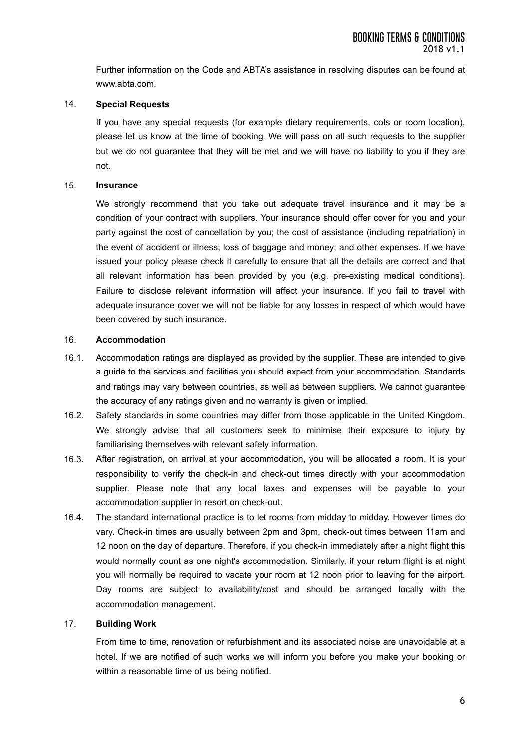Further information on the Code and ABTA's assistance in resolving disputes can be found at www.abta.com.

## 14. Special Requests

If you have any special requests (for example dietary requirements, cots or room location), please let us know at the time of booking. We will pass on all such requests to the supplier but we do not guarantee that they will be met and we will have no liability to you if they are not.

## 15. Insurance

We strongly recommend that you take out adequate travel insurance and it may be a condition of your contract with suppliers. Your insurance should offer cover for you and your party against the cost of cancellation by you; the cost of assistance (including repatriation) in the event of accident or illness; loss of baggage and money; and other expenses. If we have issued your policy please check it carefully to ensure that all the details are correct and that all relevant information has been provided by you (e.g. pre-existing medical conditions). Failure to disclose relevant information will affect your insurance. If you fail to travel with adequate insurance cover we will not be liable for any losses in respect of which would have been covered by such insurance.

## 16. Accommodation

16.1. Accommodation ratings are displayed as provided by the supplier. These are intended to give a guide to the services and facilities you should expect from your accommodation. Standards and ratings may vary between countries, as well as between suppliers. We cannot guarantee the accuracy of any ratings given and no warranty is given or implied.

16.2. Safety standards in some countries may differ from those applicable in the United Kingdom. We strongly advise that all customers seek to minimise their exposure to injury by familiarising themselves with relevant safety information.

16.3. After registration, on arrival at your accommodation, you will be allocated a room. It is your responsibility to verify the check-in and check-out times directly with your accommodation supplier. Please note that any local taxes and expenses will be payable to your accommodation supplier in resort on check-out.

16.4. The standard international practice is to let rooms from midday to midday. However times do vary. Check-in times are usually between 2pm and 3pm, check-out times between 11am and 12 noon on the day of departure. Therefore, if you check-in immediately after a night flight this would normally count as one night's accommodation. Similarly, if your return flight is at night you will normally be required to vacate your room at 12 noon prior to leaving for the airport. Day rooms are subject to availability/cost and should be arranged locally with the accommodation management.

## 17. Building Work

From time to time, renovation or refurbishment and its associated noise are unavoidable at a hotel. If we are notified of such works we will inform you before you make your booking or within a reasonable time of us being notified.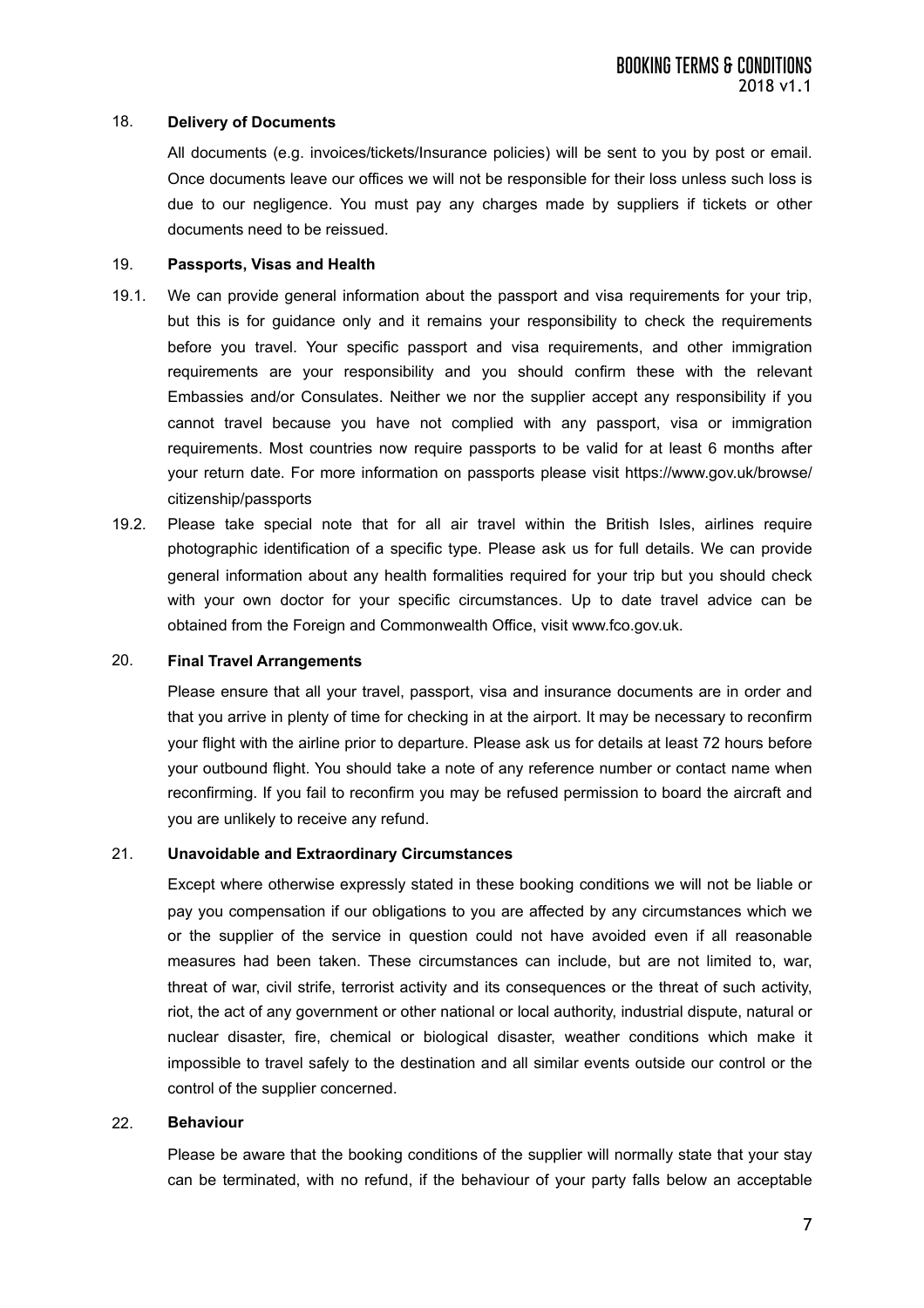## 18. Delivery of Documents

All documents (e.g. invoices/tickets/Insurance policies) will be sent to you by post or email. Once documents leave our offices we will not be responsible for their loss unless such loss is due to our negligence. You must pay any charges made by suppliers if tickets or other documents need to be reissued.

## 19. Passports, Visas and Health

19.1. We can provide general information about the passport and visa requirements for your trip, but this is for guidance only and it remains your responsibility to check the requirements before you travel. Your specific passport and visa requirements, and other immigration requirements are your responsibility and you should confirm these with the relevant Embassies and/or Consulates. Neither we nor the supplier accept any responsibility if you cannot travel because you have not complied with any passport, visa or immigration requirements. Most countries now require passports to be valid for at least 6 months after your return date. For more information on passports please visit https://www.gov.uk/browse/citizenship/passports

19.2. Please take special note that for all air travel within the British Isles, airlines require photographic identification of a specific type. Please ask us for full details. We can provide general information about any health formalities required for your trip but you should check with your own doctor for your specific circumstances. Up to date travel advice can be obtained from the Foreign and Commonwealth Office, visit www.fco.gov.uk.

## 20. Final Travel Arrangements

Please ensure that all your travel, passport, visa and insurance documents are in order and that you arrive in plenty of time for checking in at the airport. It may be necessary to reconfirm your flight with the airline prior to departure. Please ask us for details at least 72 hours before your outbound flight. You should take a note of any reference number or contact name when reconfirming. If you fail to reconfirm you may be refused permission to board the aircraft and you are unlikely to receive any refund.

## 21. Unavoidable and Extraordinary Circumstances

Except where otherwise expressly stated in these booking conditions we will not be liable or pay you compensation if our obligations to you are affected by any circumstances which we or the supplier of the service in question could not have avoided even if all reasonable measures had been taken. These circumstances can include, but are not limited to, war, threat of war, civil strife, terrorist activity and its consequences or the threat of such activity, riot, the act of any government or other national or local authority, industrial dispute, natural or nuclear disaster, fire, chemical or biological disaster, weather conditions which make it impossible to travel safely to the destination and all similar events outside our control or the control of the supplier concerned.

## 22. Behaviour

Please be aware that the booking conditions of the supplier will normally state that your stay can be terminated, with no refund, if the behaviour of your party falls below an acceptable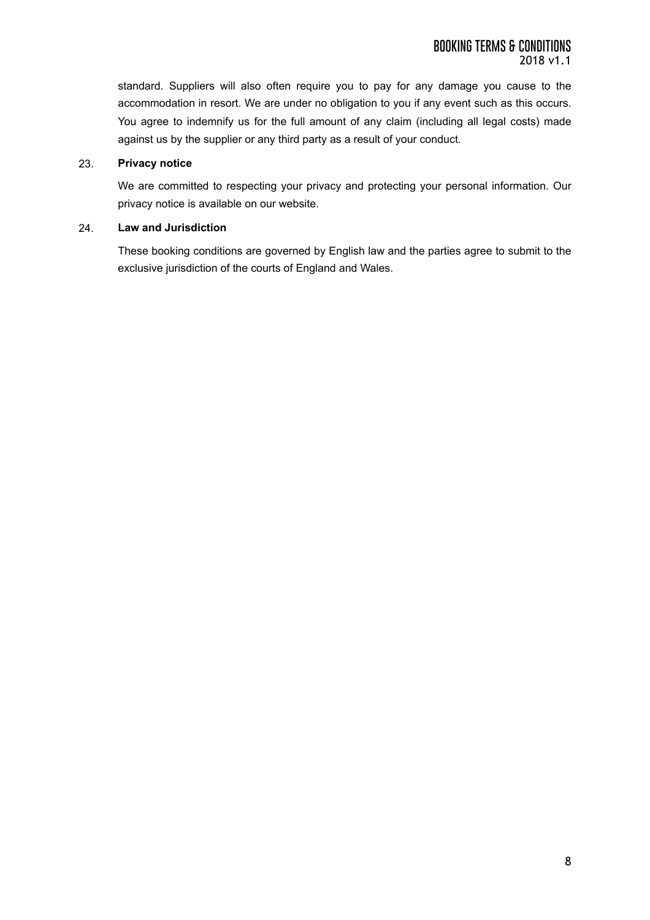standard. Suppliers will also often require you to pay for any damage you cause to the accommodation in resort. We are under no obligation to you if any event such as this occurs. You agree to indemnify us for the full amount of any claim (including all legal costs) made against us by the supplier or any third party as a result of your conduct.

23. **Privacy notice**

We are committed to respecting your privacy and protecting your personal information. Our privacy notice is available on our website.

24. **Law and Jurisdiction**

These booking conditions are governed by English law and the parties agree to submit to the exclusive jurisdiction of the courts of England and Wales.